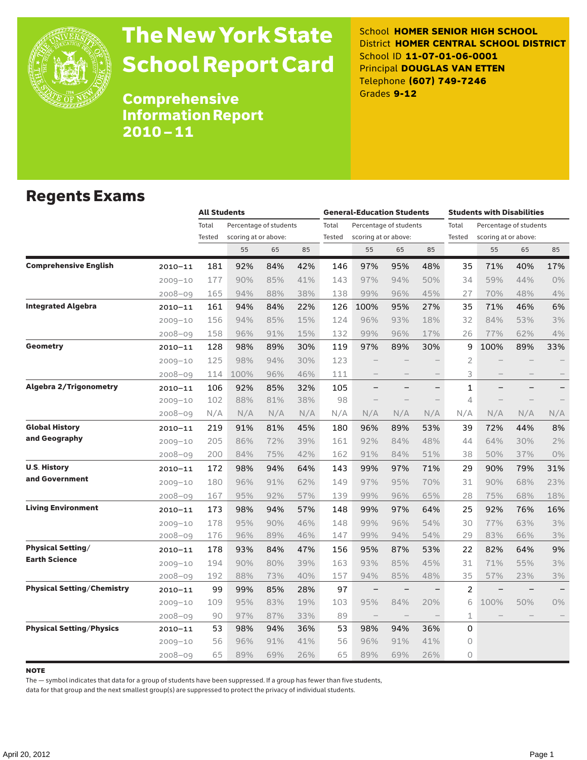# The New York State School Report Card

## Comprehensive Information Report 2010–11

School **HOMER SENIOR HIGH SCHOOL**
District **HOMER CENTRAL SCHOOL DISTRICT**
School ID **11-07-01-06-0001**
Principal **DOUGLAS VAN ETTEN**
Telephone **(607) 749-7246**
Grades **9-12**

## Regents Exams

| | | All Students | | | | General-Education Students | | | | Students with Disabilities | | | |
|---|---|---|---|---|---|---|---|---|---|---|---|---|---|
| | | Total Tested | Percentage of students scoring at or above: | | | Total Tested | Percentage of students scoring at or above: | | | Total Tested | Percentage of students scoring at or above: | | |
| | | | 55 | 65 | 85 | | 55 | 65 | 85 | | 55 | 65 | 85 |
| **Comprehensive English** | 2010–11 | 181 | 92% | 84% | 42% | 146 | 97% | 95% | 48% | 35 | 71% | 40% | 17% |
| | 2009–10 | 177 | 90% | 85% | 41% | 143 | 97% | 94% | 50% | 34 | 59% | 44% | 0% |
| | 2008–09 | 165 | 94% | 88% | 38% | 138 | 99% | 96% | 45% | 27 | 70% | 48% | 4% |
| **Integrated Algebra** | 2010–11 | 161 | 94% | 84% | 22% | 126 | 100% | 95% | 27% | 35 | 71% | 46% | 6% |
| | 2009–10 | 156 | 94% | 85% | 15% | 124 | 96% | 93% | 18% | 32 | 84% | 53% | 3% |
| | 2008–09 | 158 | 96% | 91% | 15% | 132 | 99% | 96% | 17% | 26 | 77% | 62% | 4% |
| **Geometry** | 2010–11 | 128 | 98% | 89% | 30% | 119 | 97% | 89% | 30% | 9 | 100% | 89% | 33% |
| | 2009–10 | 125 | 98% | 94% | 30% | 123 | – | – | – | 2 | – | – | – |
| | 2008–09 | 114 | 100% | 96% | 46% | 111 | – | – | – | 3 | – | – | – |
| **Algebra 2/Trigonometry** | 2010–11 | 106 | 92% | 85% | 32% | 105 | – | – | – | 1 | – | – | – |
| | 2009–10 | 102 | 88% | 81% | 38% | 98 | – | – | – | 4 | – | – | – |
| | 2008–09 | N/A | N/A | N/A | N/A | N/A | N/A | N/A | N/A | N/A | N/A | N/A | N/A |
| **Global History and Geography** | 2010–11 | 219 | 91% | 81% | 45% | 180 | 96% | 89% | 53% | 39 | 72% | 44% | 8% |
| | 2009–10 | 205 | 86% | 72% | 39% | 161 | 92% | 84% | 48% | 44 | 64% | 30% | 2% |
| | 2008–09 | 200 | 84% | 75% | 42% | 162 | 91% | 84% | 51% | 38 | 50% | 37% | 0% |
| **U.S. History and Government** | 2010–11 | 172 | 98% | 94% | 64% | 143 | 99% | 97% | 71% | 29 | 90% | 79% | 31% |
| | 2009–10 | 180 | 96% | 91% | 62% | 149 | 97% | 95% | 70% | 31 | 90% | 68% | 23% |
| | 2008–09 | 167 | 95% | 92% | 57% | 139 | 99% | 96% | 65% | 28 | 75% | 68% | 18% |
| **Living Environment** | 2010–11 | 173 | 98% | 94% | 57% | 148 | 99% | 97% | 64% | 25 | 92% | 76% | 16% |
| | 2009–10 | 178 | 95% | 90% | 46% | 148 | 99% | 96% | 54% | 30 | 77% | 63% | 3% |
| | 2008–09 | 176 | 96% | 89% | 46% | 147 | 99% | 94% | 54% | 29 | 83% | 66% | 3% |
| **Physical Setting/ Earth Science** | 2010–11 | 178 | 93% | 84% | 47% | 156 | 95% | 87% | 53% | 22 | 82% | 64% | 9% |
| | 2009–10 | 194 | 90% | 80% | 39% | 163 | 93% | 85% | 45% | 31 | 71% | 55% | 3% |
| | 2008–09 | 192 | 88% | 73% | 40% | 157 | 94% | 85% | 48% | 35 | 57% | 23% | 3% |
| **Physical Setting/Chemistry** | 2010–11 | 99 | 99% | 85% | 28% | 97 | – | – | – | 2 | – | – | – |
| | 2009–10 | 109 | 95% | 83% | 19% | 103 | 95% | 84% | 20% | 6 | 100% | 50% | 0% |
| | 2008–09 | 90 | 97% | 87% | 33% | 89 | – | – | – | 1 | – | – | – |
| **Physical Setting/Physics** | 2010–11 | 53 | 98% | 94% | 36% | 53 | 98% | 94% | 36% | 0 | | | |
| | 2009–10 | 56 | 96% | 91% | 41% | 56 | 96% | 91% | 41% | 0 | | | |
| | 2008–09 | 65 | 89% | 69% | 26% | 65 | 89% | 69% | 26% | 0 | | | |

**NOTE**

The — symbol indicates that data for a group of students have been suppressed. If a group has fewer than five students, data for that group and the next smallest group(s) are suppressed to protect the privacy of individual students.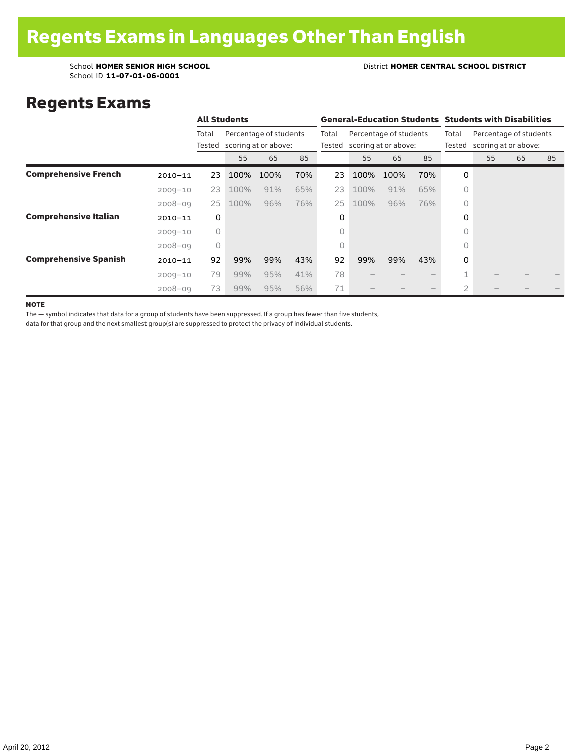# Regents Exams in Languages Other Than English

School **HOMER SENIOR HIGH SCHOOL**
School ID **11-07-01-06-0001**

District **HOMER CENTRAL SCHOOL DISTRICT**

## Regents Exams

| | | All Students | | | | General-Education Students | | | | Students with Disabilities | | | |
|---|---|---|---|---|---|---|---|---|---|---|---|---|---|
| | | Total Tested | Percentage of students scoring at or above: | | | Total Tested | Percentage of students scoring at or above: | | | Total Tested | Percentage of students scoring at or above: | | |
| | | | 55 | 65 | 85 | | 55 | 65 | 85 | | 55 | 65 | 85 |
| **Comprehensive French** | 2010–11 | 23 | 100% | 100% | 70% | 23 | 100% | 100% | 70% | 0 | | | |
| | 2009–10 | 23 | 100% | 91% | 65% | 23 | 100% | 91% | 65% | 0 | | | |
| | 2008–09 | 25 | 100% | 96% | 76% | 25 | 100% | 96% | 76% | 0 | | | |
| **Comprehensive Italian** | 2010–11 | 0 | | | | 0 | | | | 0 | | | |
| | 2009–10 | 0 | | | | 0 | | | | 0 | | | |
| | 2008–09 | 0 | | | | 0 | | | | 0 | | | |
| **Comprehensive Spanish** | 2010–11 | 92 | 99% | 99% | 43% | 92 | 99% | 99% | 43% | 0 | | | |
| | 2009–10 | 79 | 99% | 95% | 41% | 78 | – | – | – | 1 | – | – | – |
| | 2008–09 | 73 | 99% | 95% | 56% | 71 | – | – | – | 2 | – | – | – |

**NOTE**

The — symbol indicates that data for a group of students have been suppressed. If a group has fewer than five students, data for that group and the next smallest group(s) are suppressed to protect the privacy of individual students.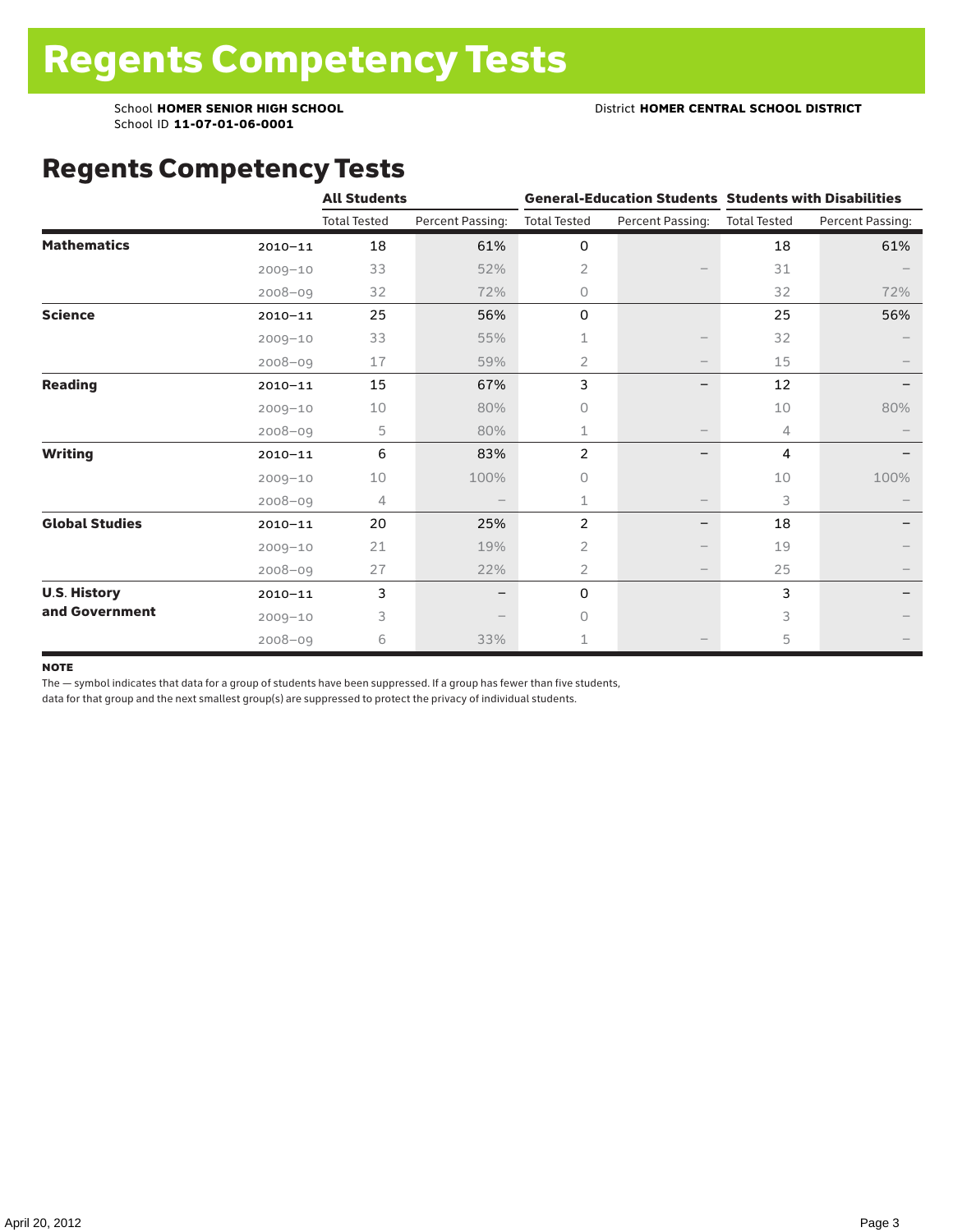# Regents Competency Tests

School **HOMER SENIOR HIGH SCHOOL**
School ID **11-07-01-06-0001**

District **HOMER CENTRAL SCHOOL DISTRICT**

## Regents Competency Tests

| | | All Students | | General-Education Students | | Students with Disabilities | |
|---|---|---|---|---|---|---|---|
| | | Total Tested | Percent Passing: | Total Tested | Percent Passing: | Total Tested | Percent Passing: |
| **Mathematics** | 2010–11 | 18 | 61% | 0 | | 18 | 61% |
| | 2009–10 | 33 | 52% | 2 | – | 31 | – |
| | 2008–09 | 32 | 72% | 0 | | 32 | 72% |
| **Science** | 2010–11 | 25 | 56% | 0 | | 25 | 56% |
| | 2009–10 | 33 | 55% | 1 | – | 32 | – |
| | 2008–09 | 17 | 59% | 2 | – | 15 | – |
| **Reading** | 2010–11 | 15 | 67% | 3 | – | 12 | – |
| | 2009–10 | 10 | 80% | 0 | | 10 | 80% |
| | 2008–09 | 5 | 80% | 1 | – | 4 | – |
| **Writing** | 2010–11 | 6 | 83% | 2 | – | 4 | – |
| | 2009–10 | 10 | 100% | 0 | | 10 | 100% |
| | 2008–09 | 4 | – | 1 | – | 3 | – |
| **Global Studies** | 2010–11 | 20 | 25% | 2 | – | 18 | – |
| | 2009–10 | 21 | 19% | 2 | – | 19 | – |
| | 2008–09 | 27 | 22% | 2 | – | 25 | – |
| **U.S. History and Government** | 2010–11 | 3 | – | 0 | | 3 | – |
| | 2009–10 | 3 | – | 0 | | 3 | – |
| | 2008–09 | 6 | 33% | 1 | – | 5 | – |

**NOTE**

The — symbol indicates that data for a group of students have been suppressed. If a group has fewer than five students, data for that group and the next smallest group(s) are suppressed to protect the privacy of individual students.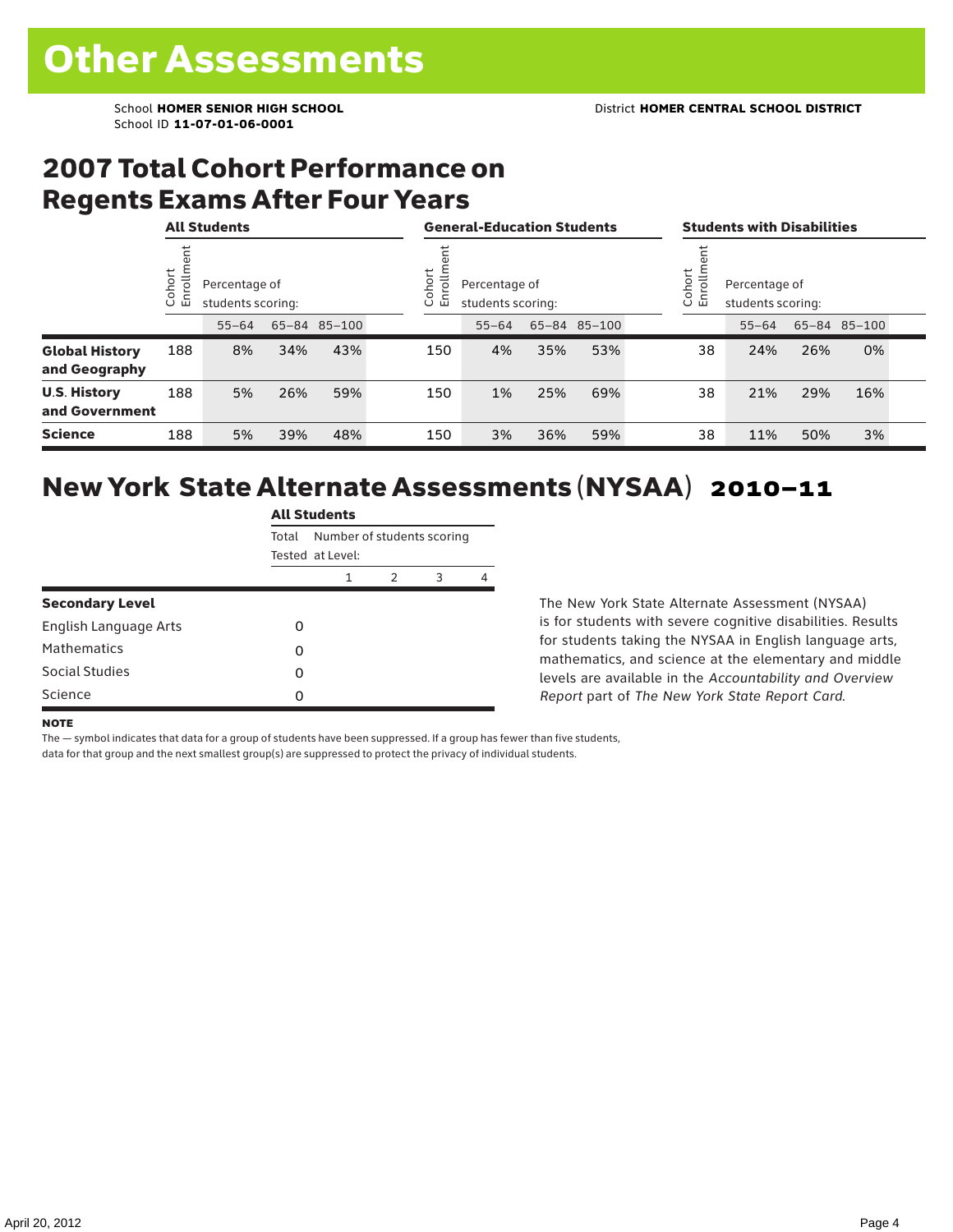# Other Assessments

School **HOMER SENIOR HIGH SCHOOL**
School ID **11-07-01-06-0001**

District **HOMER CENTRAL SCHOOL DISTRICT**

## 2007 Total Cohort Performance on Regents Exams After Four Years

| | All Students | | | | General-Education Students | | | | Students with Disabilities | | | |
|---|---|---|---|---|---|---|---|---|---|---|---|---|
| | Cohort Enrollment | Percentage of students scoring: | | | Cohort Enrollment | Percentage of students scoring: | | | Cohort Enrollment | Percentage of students scoring: | | |
| | | 55–64 | 65–84 | 85–100 | | 55–64 | 65–84 | 85–100 | | 55–64 | 65–84 | 85–100 |
| **Global History and Geography** | 188 | 8% | 34% | 43% | 150 | 4% | 35% | 53% | 38 | 24% | 26% | 0% |
| **U.S. History and Government** | 188 | 5% | 26% | 59% | 150 | 1% | 25% | 69% | 38 | 21% | 29% | 16% |
| **Science** | 188 | 5% | 39% | 48% | 150 | 3% | 36% | 59% | 38 | 11% | 50% | 3% |

## New York State Alternate Assessments (NYSAA) 2010–11

| | All Students | | | | |
|---|---|---|---|---|---|
| | Total Tested | Number of students scoring at Level: | | | |
| | | 1 | 2 | 3 | 4 |
| **Secondary Level** | | | | | |
| English Language Arts | 0 | | | | |
| Mathematics | 0 | | | | |
| Social Studies | 0 | | | | |
| Science | 0 | | | | |

The New York State Alternate Assessment (NYSAA) is for students with severe cognitive disabilities. Results for students taking the NYSAA in English language arts, mathematics, and science at the elementary and middle levels are available in the *Accountability and Overview Report* part of *The New York State Report Card*.

**NOTE**

The — symbol indicates that data for a group of students have been suppressed. If a group has fewer than five students, data for that group and the next smallest group(s) are suppressed to protect the privacy of individual students.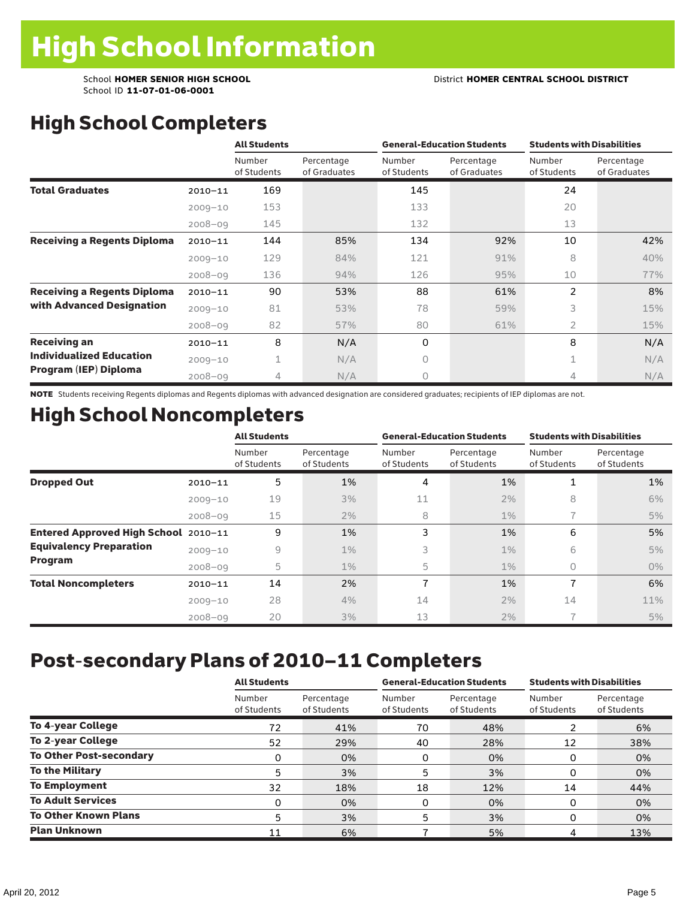# High School Information

School **HOMER SENIOR HIGH SCHOOL** District **HOMER CENTRAL SCHOOL DISTRICT**
School ID **11-07-01-06-0001**

## High School Completers

| | | All Students | | General-Education Students | | Students with Disabilities | |
|---|---|---|---|---|---|---|---|
| | | Number of Students | Percentage of Graduates | Number of Students | Percentage of Graduates | Number of Students | Percentage of Graduates |
| **Total Graduates** | 2010–11 | 169 | | 145 | | 24 | |
| | 2009–10 | 153 | | 133 | | 20 | |
| | 2008–09 | 145 | | 132 | | 13 | |
| **Receiving a Regents Diploma** | 2010–11 | 144 | 85% | 134 | 92% | 10 | 42% |
| | 2009–10 | 129 | 84% | 121 | 91% | 8 | 40% |
| | 2008–09 | 136 | 94% | 126 | 95% | 10 | 77% |
| **Receiving a Regents Diploma with Advanced Designation** | 2010–11 | 90 | 53% | 88 | 61% | 2 | 8% |
| | 2009–10 | 81 | 53% | 78 | 59% | 3 | 15% |
| | 2008–09 | 82 | 57% | 80 | 61% | 2 | 15% |
| **Receiving an Individualized Education Program (IEP) Diploma** | 2010–11 | 8 | N/A | 0 | | 8 | N/A |
| | 2009–10 | 1 | N/A | 0 | | 1 | N/A |
| | 2008–09 | 4 | N/A | 0 | | 4 | N/A |

**NOTE** Students receiving Regents diplomas and Regents diplomas with advanced designation are considered graduates; recipients of IEP diplomas are not.

## High School Noncompleters

| | | All Students | | General-Education Students | | Students with Disabilities | |
|---|---|---|---|---|---|---|---|
| | | Number of Students | Percentage of Students | Number of Students | Percentage of Students | Number of Students | Percentage of Students |
| **Dropped Out** | 2010–11 | 5 | 1% | 4 | 1% | 1 | 1% |
| | 2009–10 | 19 | 3% | 11 | 2% | 8 | 6% |
| | 2008–09 | 15 | 2% | 8 | 1% | 7 | 5% |
| **Entered Approved High School Equivalency Preparation Program** | 2010–11 | 9 | 1% | 3 | 1% | 6 | 5% |
| | 2009–10 | 9 | 1% | 3 | 1% | 6 | 5% |
| | 2008–09 | 5 | 1% | 5 | 1% | 0 | 0% |
| **Total Noncompleters** | 2010–11 | 14 | 2% | 7 | 1% | 7 | 6% |
| | 2009–10 | 28 | 4% | 14 | 2% | 14 | 11% |
| | 2008–09 | 20 | 3% | 13 | 2% | 7 | 5% |

## Post-secondary Plans of 2010–11 Completers

| | All Students | | General-Education Students | | Students with Disabilities | |
|---|---|---|---|---|---|---|
| | Number of Students | Percentage of Students | Number of Students | Percentage of Students | Number of Students | Percentage of Students |
| **To 4-year College** | 72 | 41% | 70 | 48% | 2 | 6% |
| **To 2-year College** | 52 | 29% | 40 | 28% | 12 | 38% |
| **To Other Post-secondary** | 0 | 0% | 0 | 0% | 0 | 0% |
| **To the Military** | 5 | 3% | 5 | 3% | 0 | 0% |
| **To Employment** | 32 | 18% | 18 | 12% | 14 | 44% |
| **To Adult Services** | 0 | 0% | 0 | 0% | 0 | 0% |
| **To Other Known Plans** | 5 | 3% | 5 | 3% | 0 | 0% |
| **Plan Unknown** | 11 | 6% | 7 | 5% | 4 | 13% |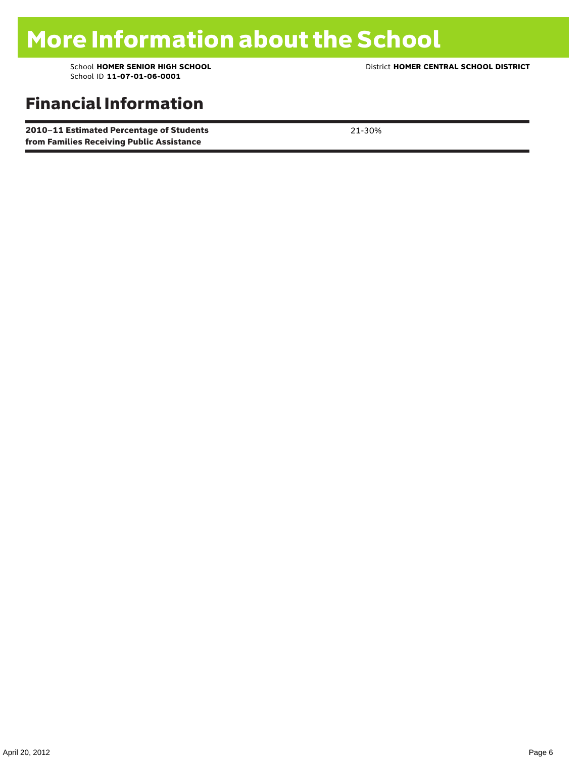# More Information about the School

School **HOMER SENIOR HIGH SCHOOL**
School ID **11-07-01-06-0001**

District **HOMER CENTRAL SCHOOL DISTRICT**

## Financial Information

| | |
|---|---|
| **2010–11 Estimated Percentage of Students from Families Receiving Public Assistance** | 21-30% |